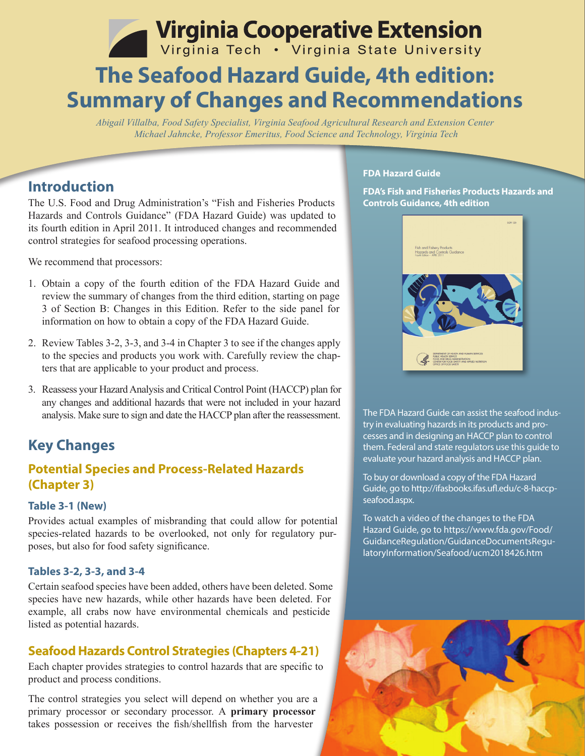# Virginia Cooperative Extension

Virginia Tech • Virginia State University

# The Seafood Hazard Guide, 4th edition: Summary of Changes and Recommendations

*Abigail Villalba, Food Safety Specialist, Virginia Seafood Agricultural Research and Extension Center*
*Michael Jahncke, Professor Emeritus, Food Science and Technology, Virginia Tech*

## Introduction

The U.S. Food and Drug Administration's "Fish and Fisheries Products Hazards and Controls Guidance" (FDA Hazard Guide) was updated to its fourth edition in April 2011. It introduced changes and recommended control strategies for seafood processing operations.

We recommend that processors:

1. Obtain a copy of the fourth edition of the FDA Hazard Guide and review the summary of changes from the third edition, starting on page 3 of Section B: Changes in this Edition. Refer to the side panel for information on how to obtain a copy of the FDA Hazard Guide.
2. Review Tables 3-2, 3-3, and 3-4 in Chapter 3 to see if the changes apply to the species and products you work with. Carefully review the chapters that are applicable to your product and process.
3. Reassess your Hazard Analysis and Critical Control Point (HACCP) plan for any changes and additional hazards that were not included in your hazard analysis. Make sure to sign and date the HACCP plan after the reassessment.

## Key Changes

### Potential Species and Process-Related Hazards (Chapter 3)

#### Table 3-1 (New)

Provides actual examples of misbranding that could allow for potential species-related hazards to be overlooked, not only for regulatory purposes, but also for food safety significance.

#### Tables 3-2, 3-3, and 3-4

Certain seafood species have been added, others have been deleted. Some species have new hazards, while other hazards have been deleted. For example, all crabs now have environmental chemicals and pesticide listed as potential hazards.

### Seafood Hazards Control Strategies (Chapters 4-21)

Each chapter provides strategies to control hazards that are specific to product and process conditions.

The control strategies you select will depend on whether you are a primary processor or secondary processor. A **primary processor** takes possession or receives the fish/shellfish from the harvester

**FDA Hazard Guide**

**FDA's Fish and Fisheries Products Hazards and Controls Guidance, 4th edition**

The FDA Hazard Guide can assist the seafood industry in evaluating hazards in its products and processes and in designing an HACCP plan to control them. Federal and state regulators use this guide to evaluate your hazard analysis and HACCP plan.

To buy or download a copy of the FDA Hazard Guide, go to http://ifasbooks.ifas.ufl.edu/c-8-haccp-seafood.aspx.

To watch a video of the changes to the FDA Hazard Guide, go to https://www.fda.gov/Food/GuidanceRegulation/GuidanceDocumentsRegulatoryInformation/Seafood/ucm2018426.htm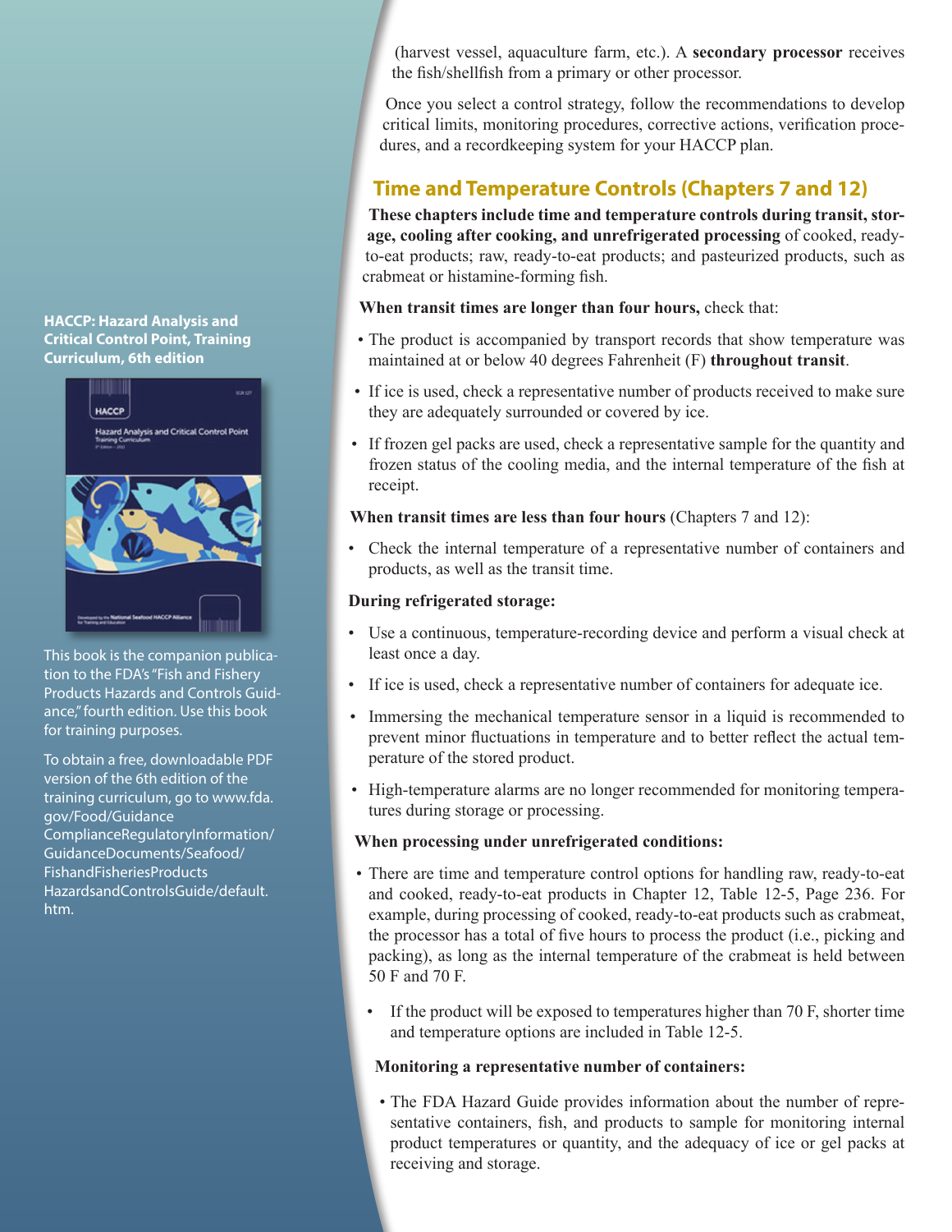(harvest vessel, aquaculture farm, etc.). A **secondary processor** receives the fish/shellfish from a primary or other processor.

Once you select a control strategy, follow the recommendations to develop critical limits, monitoring procedures, corrective actions, verification procedures, and a recordkeeping system for your HACCP plan.

## Time and Temperature Controls (Chapters 7 and 12)

**These chapters include time and temperature controls during transit, storage, cooling after cooking, and unrefrigerated processing** of cooked, ready-to-eat products; raw, ready-to-eat products; and pasteurized products, such as crabmeat or histamine-forming fish.

**When transit times are longer than four hours,** check that:

- The product is accompanied by transport records that show temperature was maintained at or below 40 degrees Fahrenheit (F) **throughout transit**.
- If ice is used, check a representative number of products received to make sure they are adequately surrounded or covered by ice.
- If frozen gel packs are used, check a representative sample for the quantity and frozen status of the cooling media, and the internal temperature of the fish at receipt.

**When transit times are less than four hours** (Chapters 7 and 12):

- Check the internal temperature of a representative number of containers and products, as well as the transit time.

**During refrigerated storage:**

- Use a continuous, temperature-recording device and perform a visual check at least once a day.
- If ice is used, check a representative number of containers for adequate ice.
- Immersing the mechanical temperature sensor in a liquid is recommended to prevent minor fluctuations in temperature and to better reflect the actual temperature of the stored product.
- High-temperature alarms are no longer recommended for monitoring temperatures during storage or processing.

**When processing under unrefrigerated conditions:**

- There are time and temperature control options for handling raw, ready-to-eat and cooked, ready-to-eat products in Chapter 12, Table 12-5, Page 236. For example, during processing of cooked, ready-to-eat products such as crabmeat, the processor has a total of five hours to process the product (i.e., picking and packing), as long as the internal temperature of the crabmeat is held between 50 F and 70 F.
  - If the product will be exposed to temperatures higher than 70 F, shorter time and temperature options are included in Table 12-5.

**Monitoring a representative number of containers:**

- The FDA Hazard Guide provides information about the number of representative containers, fish, and products to sample for monitoring internal product temperatures or quantity, and the adequacy of ice or gel packs at receiving and storage.

**HACCP: Hazard Analysis and Critical Control Point, Training Curriculum, 6th edition**

This book is the companion publication to the FDA's "Fish and Fishery Products Hazards and Controls Guidance," fourth edition. Use this book for training purposes.

To obtain a free, downloadable PDF version of the 6th edition of the training curriculum, go to www.fda.gov/Food/GuidanceComplianceRegulatoryInformation/GuidanceDocuments/Seafood/FishandFisheriesProductsHazardsandControlsGuide/default.htm.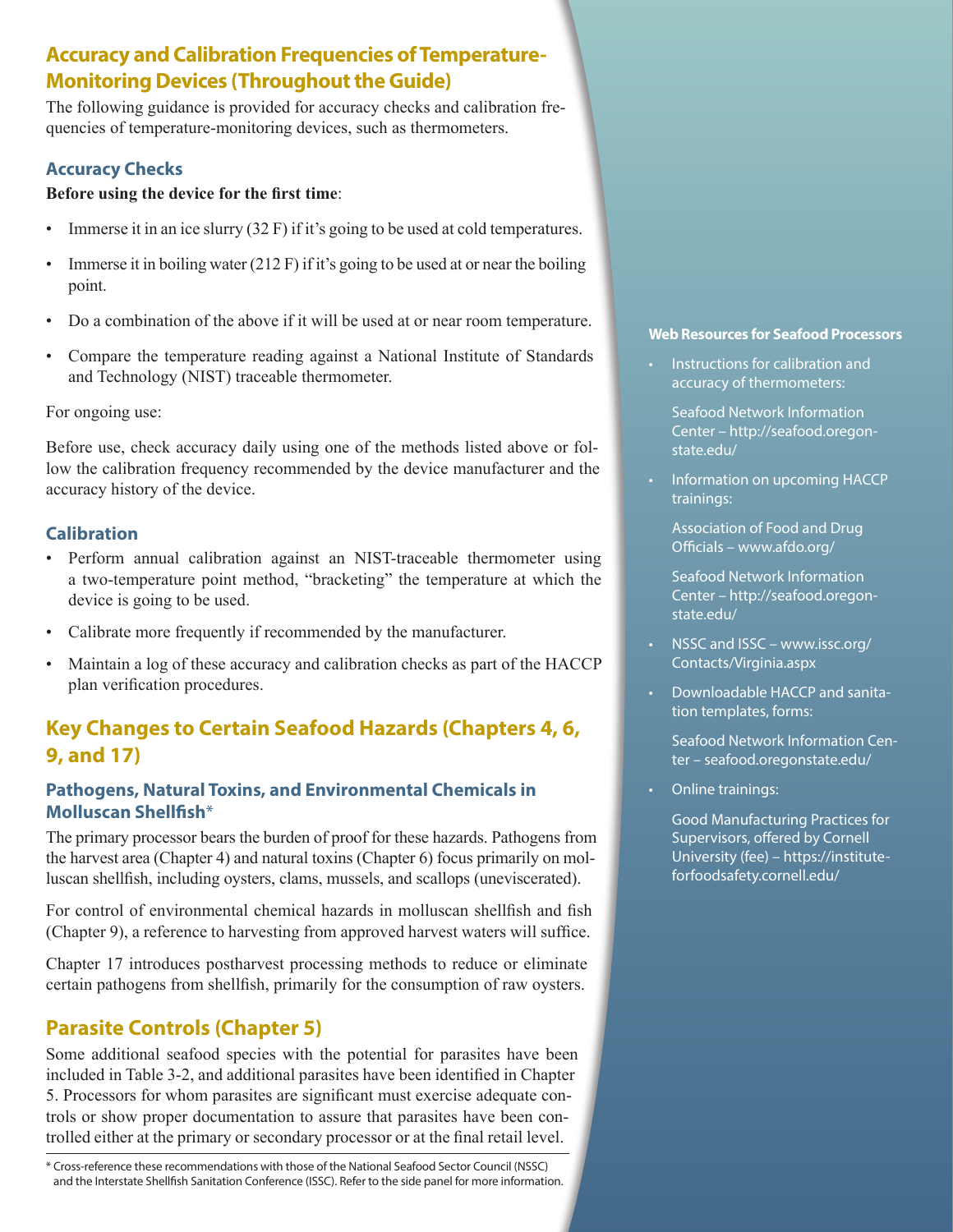## Accuracy and Calibration Frequencies of Temperature-Monitoring Devices (Throughout the Guide)

The following guidance is provided for accuracy checks and calibration frequencies of temperature-monitoring devices, such as thermometers.

### Accuracy Checks

**Before using the device for the first time**:

- Immerse it in an ice slurry (32 F) if it's going to be used at cold temperatures.
- Immerse it in boiling water (212 F) if it's going to be used at or near the boiling point.
- Do a combination of the above if it will be used at or near room temperature.
- Compare the temperature reading against a National Institute of Standards and Technology (NIST) traceable thermometer.

For ongoing use:

Before use, check accuracy daily using one of the methods listed above or follow the calibration frequency recommended by the device manufacturer and the accuracy history of the device.

### Calibration

- Perform annual calibration against an NIST-traceable thermometer using a two-temperature point method, "bracketing" the temperature at which the device is going to be used.
- Calibrate more frequently if recommended by the manufacturer.
- Maintain a log of these accuracy and calibration checks as part of the HACCP plan verification procedures.

## Key Changes to Certain Seafood Hazards (Chapters 4, 6, 9, and 17)

### Pathogens, Natural Toxins, and Environmental Chemicals in Molluscan Shellfish*

The primary processor bears the burden of proof for these hazards. Pathogens from the harvest area (Chapter 4) and natural toxins (Chapter 6) focus primarily on molluscan shellfish, including oysters, clams, mussels, and scallops (uneviscerated).

For control of environmental chemical hazards in molluscan shellfish and fish (Chapter 9), a reference to harvesting from approved harvest waters will suffice.

Chapter 17 introduces postharvest processing methods to reduce or eliminate certain pathogens from shellfish, primarily for the consumption of raw oysters.

## Parasite Controls (Chapter 5)

Some additional seafood species with the potential for parasites have been included in Table 3-2, and additional parasites have been identified in Chapter 5. Processors for whom parasites are significant must exercise adequate controls or show proper documentation to assure that parasites have been controlled either at the primary or secondary processor or at the final retail level.

\* Cross-reference these recommendations with those of the National Seafood Sector Council (NSSC) and the Interstate Shellfish Sanitation Conference (ISSC). Refer to the side panel for more information.

**Web Resources for Seafood Processors**

- Instructions for calibration and accuracy of thermometers:

  Seafood Network Information Center – http://seafood.oregonstate.edu/

- Information on upcoming HACCP trainings:

  Association of Food and Drug Officials – www.afdo.org/

  Seafood Network Information Center – http://seafood.oregonstate.edu/

- NSSC and ISSC – www.issc.org/Contacts/Virginia.aspx

- Downloadable HACCP and sanitation templates, forms:

  Seafood Network Information Center – seafood.oregonstate.edu/

- Online trainings:

  Good Manufacturing Practices for Supervisors, offered by Cornell University (fee) – https://instituteforfoodsafety.cornell.edu/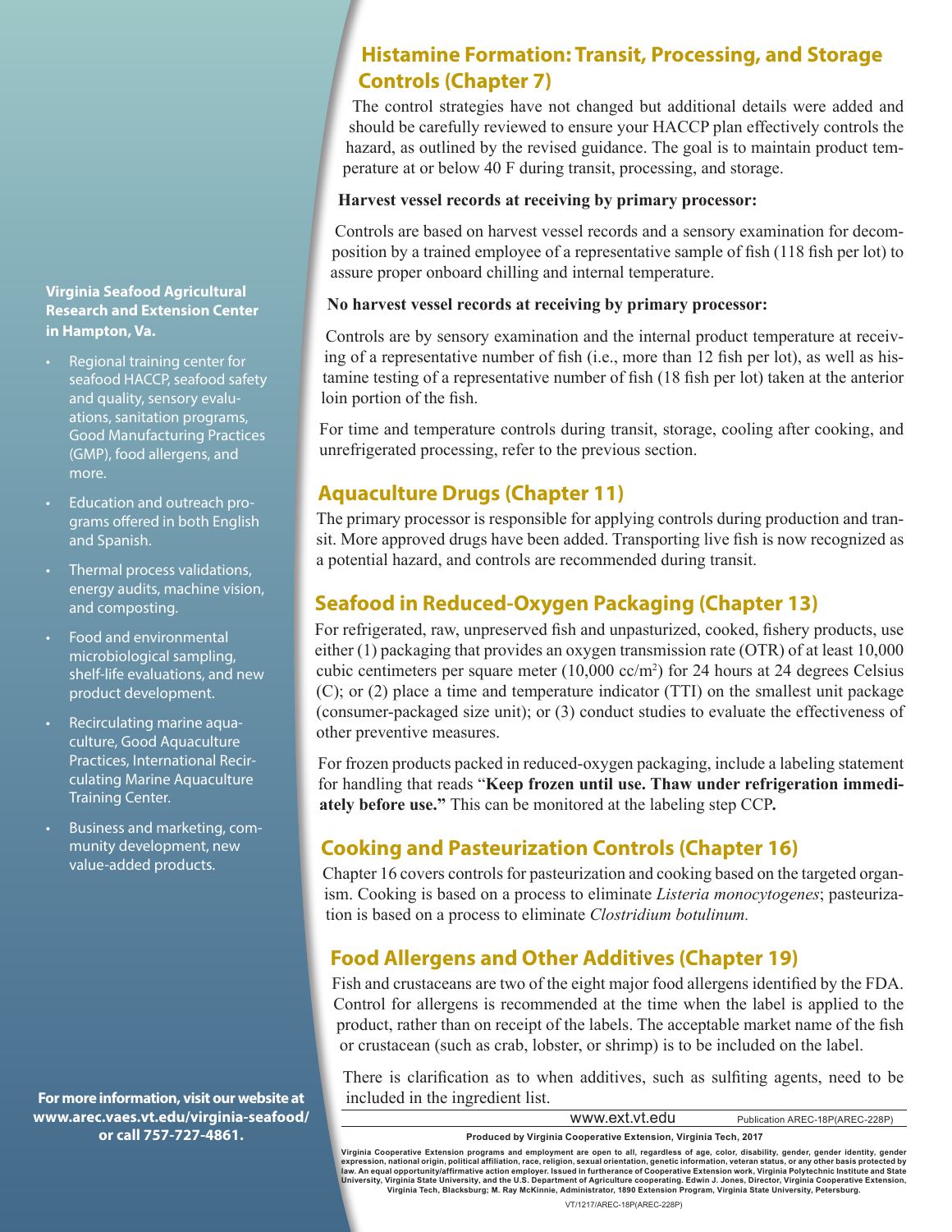## Histamine Formation: Transit, Processing, and Storage Controls (Chapter 7)

The control strategies have not changed but additional details were added and should be carefully reviewed to ensure your HACCP plan effectively controls the hazard, as outlined by the revised guidance. The goal is to maintain product temperature at or below 40 F during transit, processing, and storage.

**Harvest vessel records at receiving by primary processor:**

Controls are based on harvest vessel records and a sensory examination for decomposition by a trained employee of a representative sample of fish (118 fish per lot) to assure proper onboard chilling and internal temperature.

**No harvest vessel records at receiving by primary processor:**

Controls are by sensory examination and the internal product temperature at receiving of a representative number of fish (i.e., more than 12 fish per lot), as well as histamine testing of a representative number of fish (18 fish per lot) taken at the anterior loin portion of the fish.

For time and temperature controls during transit, storage, cooling after cooking, and unrefrigerated processing, refer to the previous section.

## Aquaculture Drugs (Chapter 11)

The primary processor is responsible for applying controls during production and transit. More approved drugs have been added. Transporting live fish is now recognized as a potential hazard, and controls are recommended during transit.

## Seafood in Reduced-Oxygen Packaging (Chapter 13)

For refrigerated, raw, unpreserved fish and unpasturized, cooked, fishery products, use either (1) packaging that provides an oxygen transmission rate (OTR) of at least 10,000 cubic centimeters per square meter (10,000 $cc/m^2$) for 24 hours at 24 degrees Celsius (C); or (2) place a time and temperature indicator (TTI) on the smallest unit package (consumer-packaged size unit); or (3) conduct studies to evaluate the effectiveness of other preventive measures.

For frozen products packed in reduced-oxygen packaging, include a labeling statement for handling that reads "**Keep frozen until use. Thaw under refrigeration immediately before use."** This can be monitored at the labeling step CCP**.**

## Cooking and Pasteurization Controls (Chapter 16)

Chapter 16 covers controls for pasteurization and cooking based on the targeted organism. Cooking is based on a process to eliminate *Listeria monocytogenes*; pasteurization is based on a process to eliminate *Clostridium botulinum.*

## Food Allergens and Other Additives (Chapter 19)

Fish and crustaceans are two of the eight major food allergens identified by the FDA. Control for allergens is recommended at the time when the label is applied to the product, rather than on receipt of the labels. The acceptable market name of the fish or crustacean (such as crab, lobster, or shrimp) is to be included on the label.

There is clarification as to when additives, such as sulfiting agents, need to be included in the ingredient list.

**Virginia Seafood Agricultural Research and Extension Center in Hampton, Va.**

- Regional training center for seafood HACCP, seafood safety and quality, sensory evaluations, sanitation programs, Good Manufacturing Practices (GMP), food allergens, and more.
- Education and outreach programs offered in both English and Spanish.
- Thermal process validations, energy audits, machine vision, and composting.
- Food and environmental microbiological sampling, shelf-life evaluations, and new product development.
- Recirculating marine aquaculture, Good Aquaculture Practices, International Recirculating Marine Aquaculture Training Center.
- Business and marketing, community development, new value-added products.

**For more information, visit our website at www.arec.vaes.vt.edu/virginia-seafood/ or call 757-727-4861.**

www.ext.vt.edu Publication AREC-18P(AREC-228P)

**Produced by Virginia Cooperative Extension, Virginia Tech, 2017**

Virginia Cooperative Extension programs and employment are open to all, regardless of age, color, disability, gender, gender identity, gender expression, national origin, political affiliation, race, religion, sexual orientation, genetic information, veteran status, or any other basis protected by law. An equal opportunity/affirmative action employer. Issued in furtherance of Cooperative Extension work, Virginia Polytechnic Institute and State University, Virginia State University, and the U.S. Department of Agriculture cooperating. Edwin J. Jones, Director, Virginia Cooperative Extension, Virginia Tech, Blacksburg; M. Ray McKinnie, Administrator, 1890 Extension Program, Virginia State University, Petersburg.

VT/1217/AREC-18P(AREC-228P)